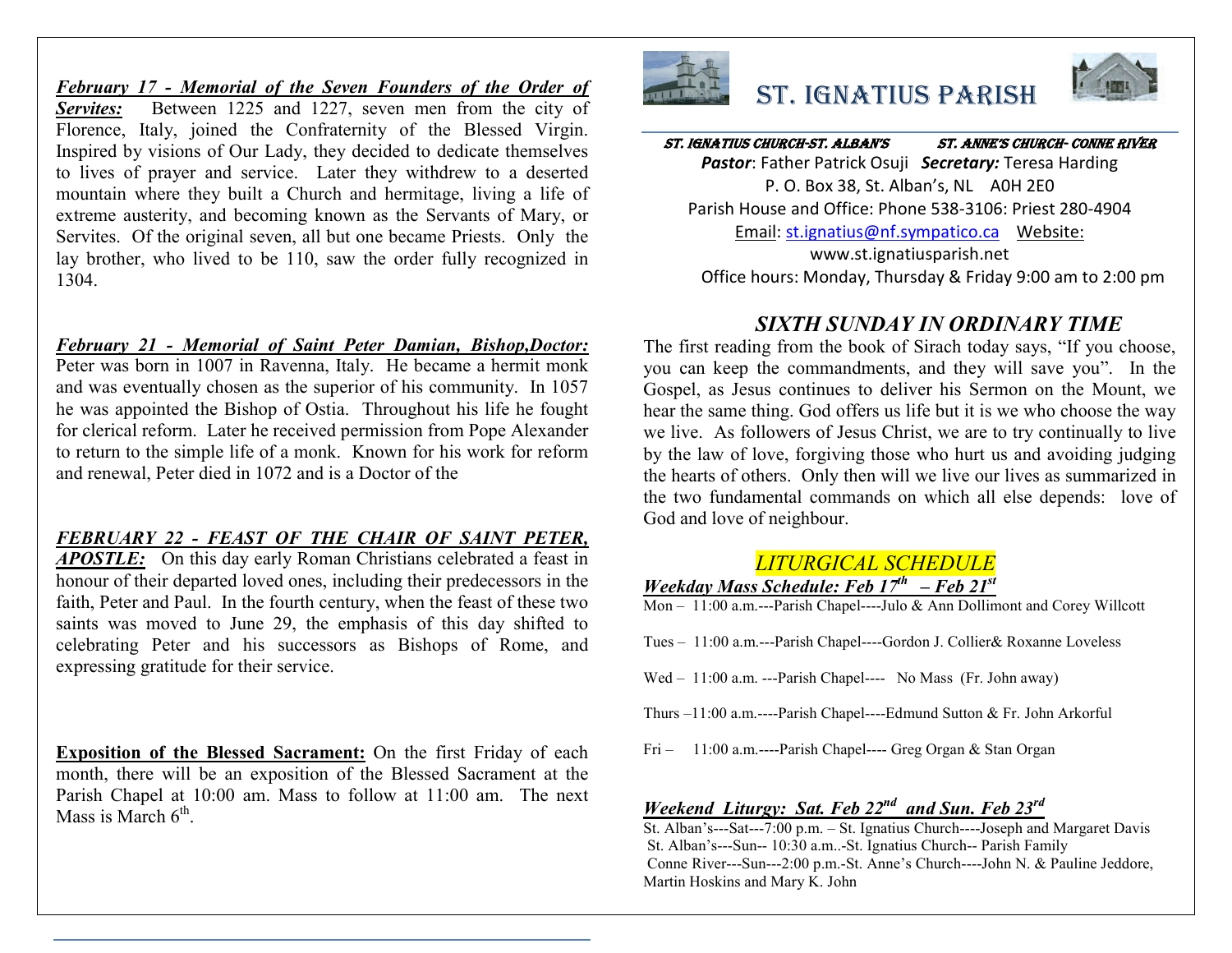***February 17 - Memorial of the Seven Founders of the Order of Servites:*** Between 1225 and 1227, seven men from the city of Florence, Italy, joined the Confraternity of the Blessed Virgin. Inspired by visions of Our Lady, they decided to dedicate themselves to lives of prayer and service. Later they withdrew to a deserted mountain where they built a Church and hermitage, living a life of extreme austerity, and becoming known as the Servants of Mary, or Servites. Of the original seven, all but one became Priests. Only the lay brother, who lived to be 110, saw the order fully recognized in 1304.

***February 21 - Memorial of Saint Peter Damian, Bishop,Doctor:*** Peter was born in 1007 in Ravenna, Italy. He became a hermit monk and was eventually chosen as the superior of his community. In 1057 he was appointed the Bishop of Ostia. Throughout his life he fought for clerical reform. Later he received permission from Pope Alexander to return to the simple life of a monk. Known for his work for reform and renewal, Peter died in 1072 and is a Doctor of the

***FEBRUARY 22 - FEAST OF THE CHAIR OF SAINT PETER, APOSTLE:*** On this day early Roman Christians celebrated a feast in honour of their departed loved ones, including their predecessors in the faith, Peter and Paul. In the fourth century, when the feast of these two saints was moved to June 29, the emphasis of this day shifted to celebrating Peter and his successors as Bishops of Rome, and expressing gratitude for their service.

**Exposition of the Blessed Sacrament:** On the first Friday of each month, there will be an exposition of the Blessed Sacrament at the Parish Chapel at 10:00 am. Mass to follow at 11:00 am. The next Mass is March 6th.

# ST. IGNATIUS PARISH

***ST. IGNATIUS CHURCH-ST. ALBAN'S*** ***ST. ANNE'S CHURCH- CONNE RIVER***

***Pastor***: Father Patrick Osuji ***Secretary:*** Teresa Harding

P. O. Box 38, St. Alban's, NL A0H 2E0

Parish House and Office: Phone 538-3106: Priest 280-4904

Email: st.ignatius@nf.sympatico.ca Website: www.st.ignatiusparish.net

Office hours: Monday, Thursday & Friday 9:00 am to 2:00 pm

## *SIXTH SUNDAY IN ORDINARY TIME*

The first reading from the book of Sirach today says, "If you choose, you can keep the commandments, and they will save you". In the Gospel, as Jesus continues to deliver his Sermon on the Mount, we hear the same thing. God offers us life but it is we who choose the way we live. As followers of Jesus Christ, we are to try continually to live by the law of love, forgiving those who hurt us and avoiding judging the hearts of others. Only then will we live our lives as summarized in the two fundamental commands on which all else depends: love of God and love of neighbour.

## *LITURGICAL SCHEDULE*

***Weekday Mass Schedule: Feb 17th – Feb 21st***

Mon – 11:00 a.m.---Parish Chapel----Julo & Ann Dollimont and Corey Willcott

Tues – 11:00 a.m.---Parish Chapel----Gordon J. Collier& Roxanne Loveless

Wed – 11:00 a.m. ---Parish Chapel---- No Mass (Fr. John away)

Thurs –11:00 a.m.----Parish Chapel----Edmund Sutton & Fr. John Arkorful

Fri – 11:00 a.m.----Parish Chapel---- Greg Organ & Stan Organ

***Weekend Liturgy: Sat. Feb 22nd and Sun. Feb 23rd***

St. Alban's---Sat---7:00 p.m. – St. Ignatius Church----Joseph and Margaret Davis
St. Alban's---Sun-- 10:30 a.m..-St. Ignatius Church-- Parish Family
Conne River---Sun---2:00 p.m.-St. Anne's Church----John N. & Pauline Jeddore, Martin Hoskins and Mary K. John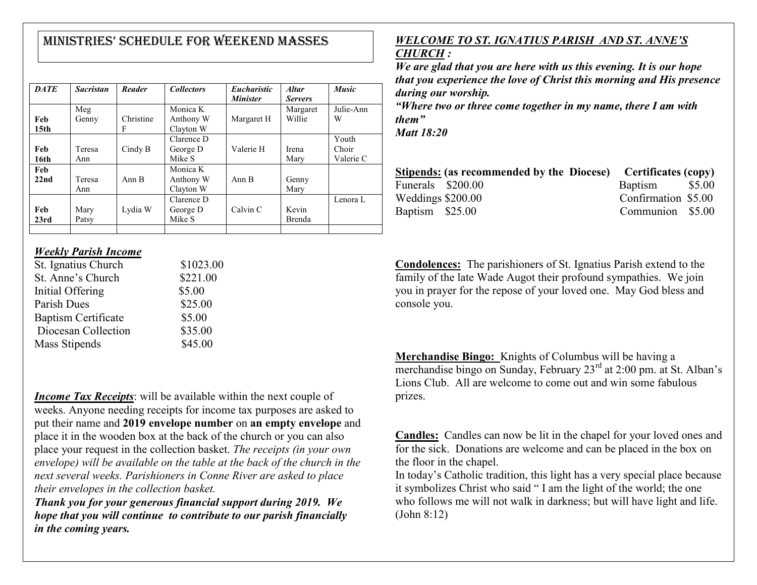## MINISTRIES' SCHEDULE FOR WEEKEND MASSES

| *DATE* | *Sacristan* | *Reader* | *Collectors* | *Eucharistic Minister* | *Altar Servers* | *Music* |
|---|---|---|---|---|---|---|
| **Feb 15th** | Meg Genny | Christine F | Monica K Anthony W Clayton W | Margaret H | Margaret Willie | Julie-Ann W |
| **Feb 16th** | Teresa Ann | Cindy B | Clarence D George D Mike S | Valerie H | Irena Mary | Youth Choir Valerie C |
| **Feb 22nd** | Teresa Ann | Ann B | Monica K Anthony W Clayton W | Ann B | Genny Mary | |
| **Feb 23rd** | Mary Patsy | Lydia W | Clarence D George D Mike S | Calvin C | Kevin Brenda | Lenora L |

***Weekly Parish Income***

| | |
|---|---|
| St. Ignatius Church | $1023.00 |
| St. Anne's Church | $221.00 |
| Initial Offering | $5.00 |
| Parish Dues | $25.00 |
| Baptism Certificate | $5.00 |
| Diocesan Collection | $35.00 |
| Mass Stipends | $45.00 |

***Income Tax Receipts***: will be available within the next couple of weeks. Anyone needing receipts for income tax purposes are asked to put their name and **2019 envelope number** on **an empty envelope** and place it in the wooden box at the back of the church or you can also place your request in the collection basket. *The receipts (in your own envelope) will be available on the table at the back of the church in the next several weeks. Parishioners in Conne River are asked to place their envelopes in the collection basket.*

***Thank you for your generous financial support during 2019. We hope that you will continue to contribute to our parish financially in the coming years.***

***WELCOME TO ST. IGNATIUS PARISH AND ST. ANNE'S CHURCH :***

***We are glad that you are here with us this evening. It is our hope that you experience the love of Christ this morning and His presence during our worship.***

***"Where two or three come together in my name, there I am with them"***

***Matt 18:20***

| **Stipends: (as recommended by the Diocese)** | | **Certificates (copy)** | |
|---|---|---|---|
| Funerals | $200.00 | Baptism | $5.00 |
| Weddings | $200.00 | Confirmation | $5.00 |
| Baptism | $25.00 | Communion | $5.00 |

**Condolences:** The parishioners of St. Ignatius Parish extend to the family of the late Wade Augot their profound sympathies. We join you in prayer for the repose of your loved one. May God bless and console you.

**Merchandise Bingo:** Knights of Columbus will be having a merchandise bingo on Sunday, February 23rd at 2:00 pm. at St. Alban's Lions Club. All are welcome to come out and win some fabulous prizes.

**Candles:** Candles can now be lit in the chapel for your loved ones and for the sick. Donations are welcome and can be placed in the box on the floor in the chapel.

In today's Catholic tradition, this light has a very special place because it symbolizes Christ who said " I am the light of the world; the one who follows me will not walk in darkness; but will have light and life. (John 8:12)